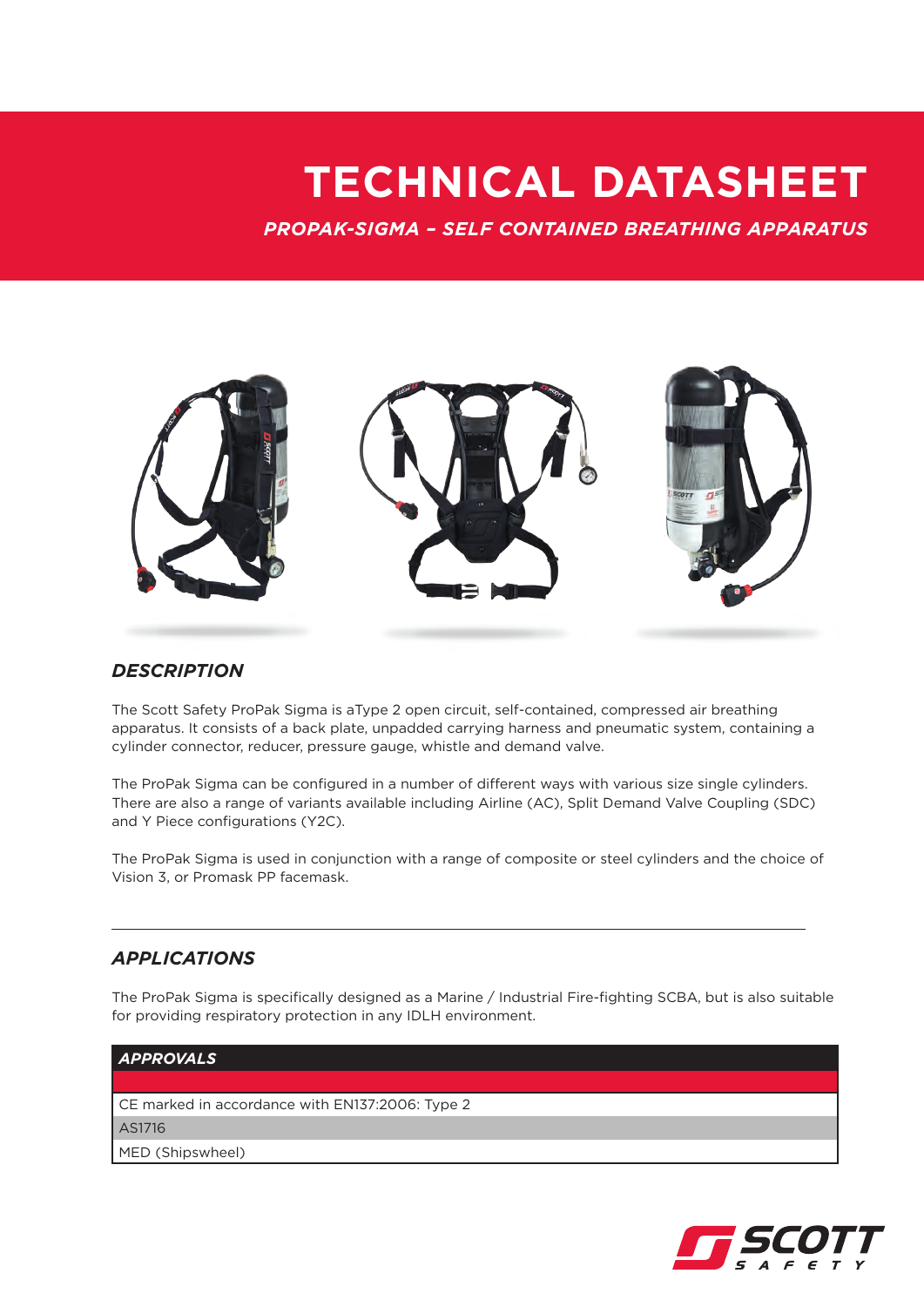# TECHNICAL DATASHEET

***PROPAK-SIGMA – SELF CONTAINED BREATHING APPARATUS***

## *DESCRIPTION*

The Scott Safety ProPak Sigma is aType 2 open circuit, self-contained, compressed air breathing apparatus. It consists of a back plate, unpadded carrying harness and pneumatic system, containing a cylinder connector, reducer, pressure gauge, whistle and demand valve.

The ProPak Sigma can be configured in a number of different ways with various size single cylinders. There are also a range of variants available including Airline (AC), Split Demand Valve Coupling (SDC) and Y Piece configurations (Y2C).

The ProPak Sigma is used in conjunction with a range of composite or steel cylinders and the choice of Vision 3, or Promask PP facemask.

## *APPLICATIONS*

The ProPak Sigma is specifically designed as a Marine / Industrial Fire-fighting SCBA, but is also suitable for providing respiratory protection in any IDLH environment.

| ***APPROVALS*** |
| --- |
| |
| CE marked in accordance with EN137:2006: Type 2 |
| AS1716 |
| MED (Shipswheel) |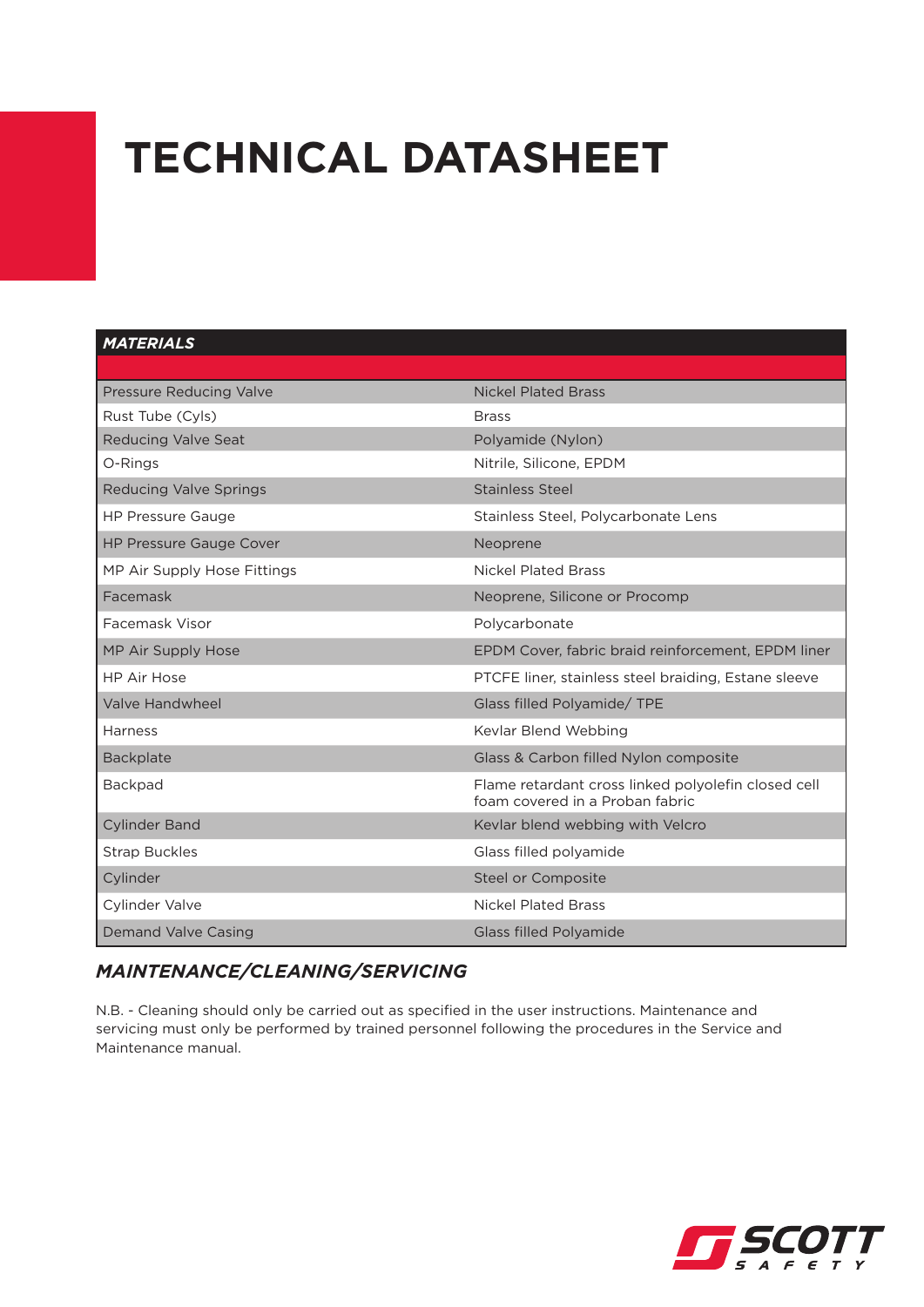# TECHNICAL DATASHEET

| MATERIALS | |
|---|---|
| Pressure Reducing Valve | Nickel Plated Brass |
| Rust Tube (Cyls) | Brass |
| Reducing Valve Seat | Polyamide (Nylon) |
| O-Rings | Nitrile, Silicone, EPDM |
| Reducing Valve Springs | Stainless Steel |
| HP Pressure Gauge | Stainless Steel, Polycarbonate Lens |
| HP Pressure Gauge Cover | Neoprene |
| MP Air Supply Hose Fittings | Nickel Plated Brass |
| Facemask | Neoprene, Silicone or Procomp |
| Facemask Visor | Polycarbonate |
| MP Air Supply Hose | EPDM Cover, fabric braid reinforcement, EPDM liner |
| HP Air Hose | PTCFE liner, stainless steel braiding, Estane sleeve |
| Valve Handwheel | Glass filled Polyamide/ TPE |
| Harness | Kevlar Blend Webbing |
| Backplate | Glass & Carbon filled Nylon composite |
| Backpad | Flame retardant cross linked polyolefin closed cell foam covered in a Proban fabric |
| Cylinder Band | Kevlar blend webbing with Velcro |
| Strap Buckles | Glass filled polyamide |
| Cylinder | Steel or Composite |
| Cylinder Valve | Nickel Plated Brass |
| Demand Valve Casing | Glass filled Polyamide |

## *MAINTENANCE/CLEANING/SERVICING*

N.B. - Cleaning should only be carried out as specified in the user instructions. Maintenance and servicing must only be performed by trained personnel following the procedures in the Service and Maintenance manual.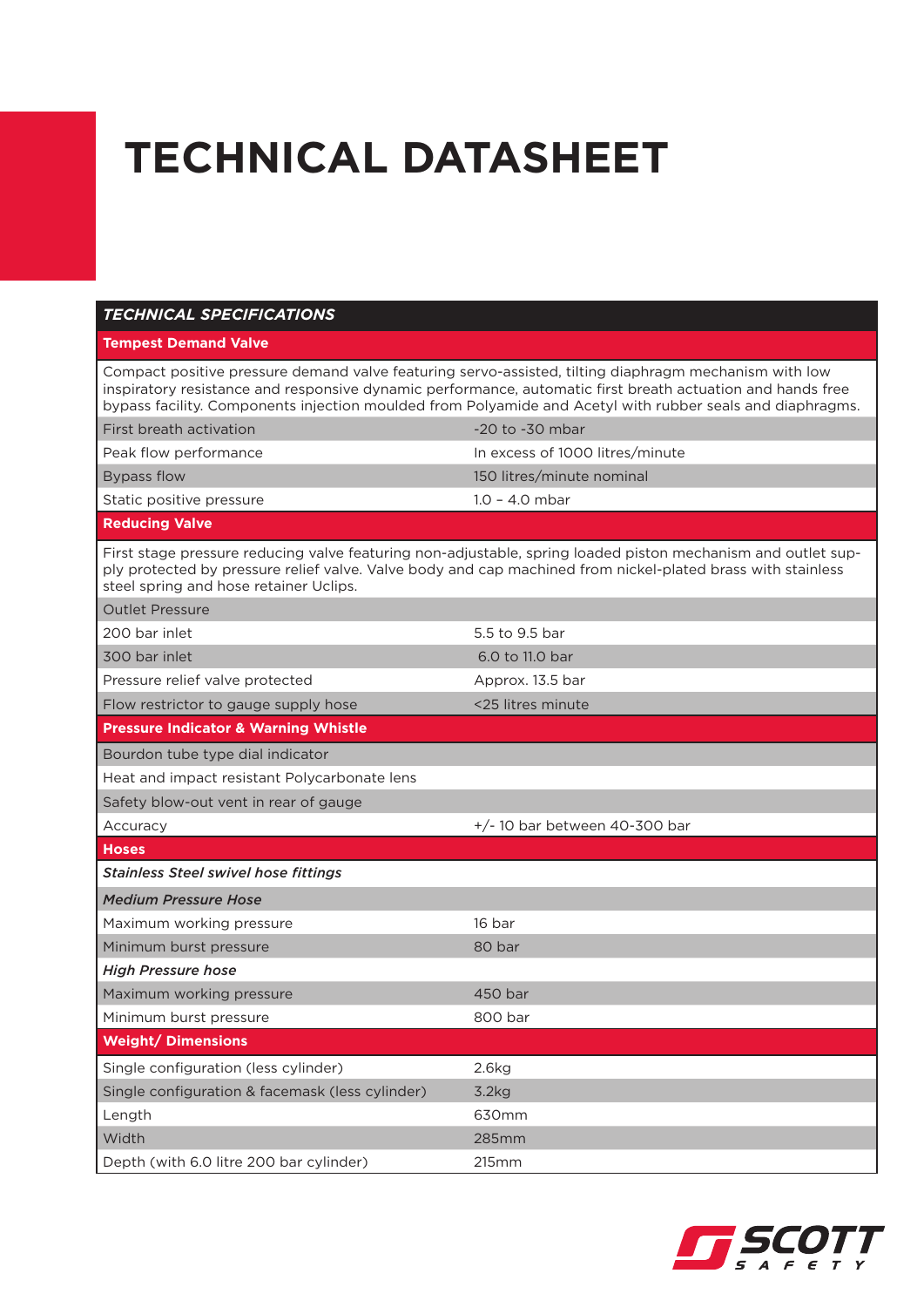# TECHNICAL DATASHEET

| *TECHNICAL SPECIFICATIONS* | |
|---|---|
| **Tempest Demand Valve** | |
| Compact positive pressure demand valve featuring servo-assisted, tilting diaphragm mechanism with low inspiratory resistance and responsive dynamic performance, automatic first breath actuation and hands free bypass facility. Components injection moulded from Polyamide and Acetyl with rubber seals and diaphragms. | |
| First breath activation | -20 to -30 mbar |
| Peak flow performance | In excess of 1000 litres/minute |
| Bypass flow | 150 litres/minute nominal |
| Static positive pressure | 1.0 – 4.0 mbar |
| **Reducing Valve** | |
| First stage pressure reducing valve featuring non-adjustable, spring loaded piston mechanism and outlet supply protected by pressure relief valve. Valve body and cap machined from nickel-plated brass with stainless steel spring and hose retainer Uclips. | |
| Outlet Pressure | |
| 200 bar inlet | 5.5 to 9.5 bar |
| 300 bar inlet | 6.0 to 11.0 bar |
| Pressure relief valve protected | Approx. 13.5 bar |
| Flow restrictor to gauge supply hose | <25 litres minute |
| **Pressure Indicator & Warning Whistle** | |
| Bourdon tube type dial indicator | |
| Heat and impact resistant Polycarbonate lens | |
| Safety blow-out vent in rear of gauge | |
| Accuracy | +/- 10 bar between 40-300 bar |
| **Hoses** | |
| ***Stainless Steel swivel hose fittings*** | |
| ***Medium Pressure Hose*** | |
| Maximum working pressure | 16 bar |
| Minimum burst pressure | 80 bar |
| ***High Pressure hose*** | |
| Maximum working pressure | 450 bar |
| Minimum burst pressure | 800 bar |
| **Weight/ Dimensions** | |
| Single configuration (less cylinder) | 2.6kg |
| Single configuration & facemask (less cylinder) | 3.2kg |
| Length | 630mm |
| Width | 285mm |
| Depth (with 6.0 litre 200 bar cylinder) | 215mm |

SCOTT SAFETY